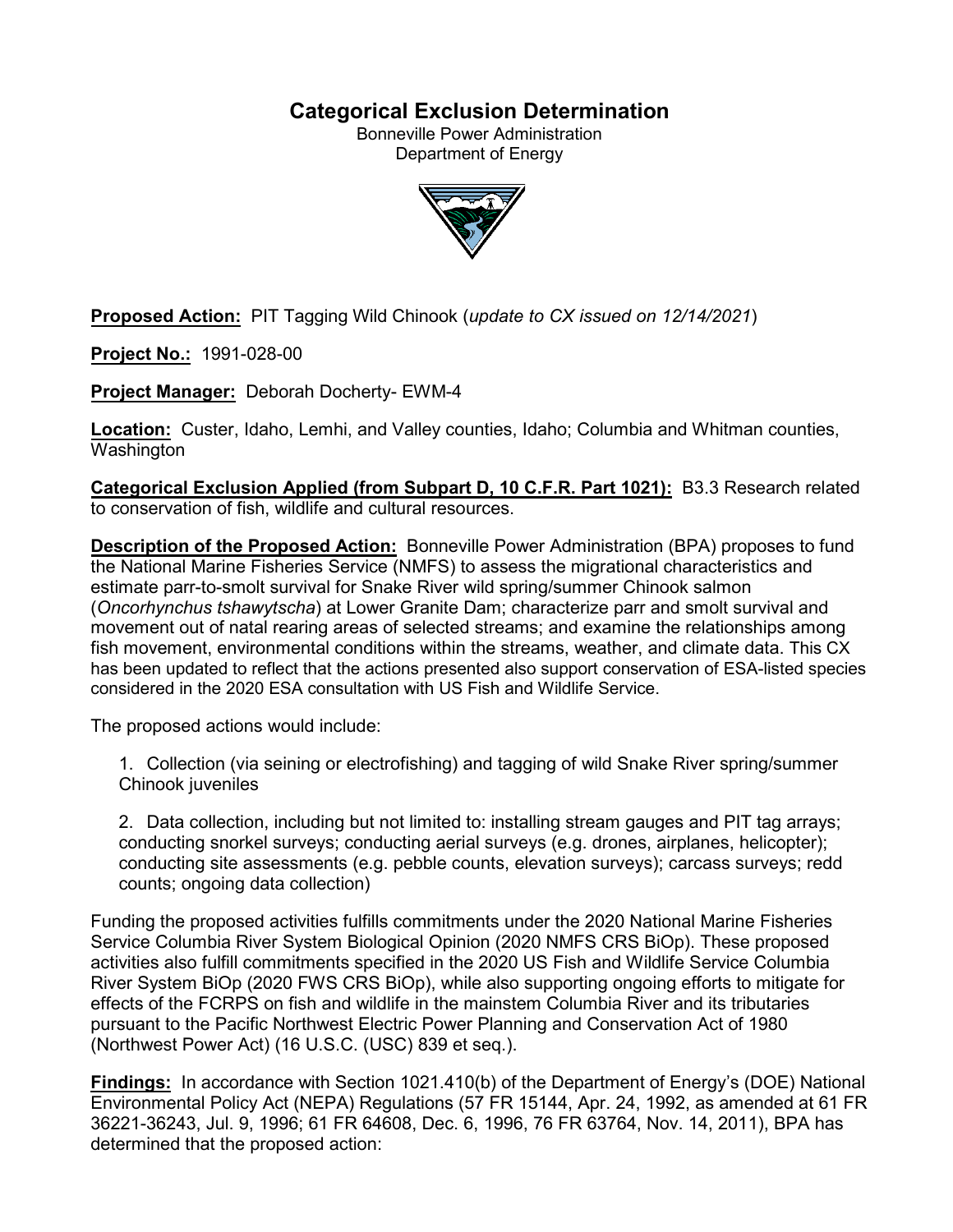# Categorical Exclusion Determination

Bonneville Power Administration
Department of Energy

**Proposed Action:** PIT Tagging Wild Chinook (*update to CX issued on 12/14/2021*)

**Project No.:** 1991-028-00

**Project Manager:** Deborah Docherty- EWM-4

**Location:** Custer, Idaho, Lemhi, and Valley counties, Idaho; Columbia and Whitman counties, Washington

**Categorical Exclusion Applied (from Subpart D, 10 C.F.R. Part 1021):** B3.3 Research related to conservation of fish, wildlife and cultural resources.

**Description of the Proposed Action:** Bonneville Power Administration (BPA) proposes to fund the National Marine Fisheries Service (NMFS) to assess the migrational characteristics and estimate parr-to-smolt survival for Snake River wild spring/summer Chinook salmon (*Oncorhynchus tshawytscha*) at Lower Granite Dam; characterize parr and smolt survival and movement out of natal rearing areas of selected streams; and examine the relationships among fish movement, environmental conditions within the streams, weather, and climate data. This CX has been updated to reflect that the actions presented also support conservation of ESA-listed species considered in the 2020 ESA consultation with US Fish and Wildlife Service.

The proposed actions would include:

1. Collection (via seining or electrofishing) and tagging of wild Snake River spring/summer Chinook juveniles

2. Data collection, including but not limited to: installing stream gauges and PIT tag arrays; conducting snorkel surveys; conducting aerial surveys (e.g. drones, airplanes, helicopter); conducting site assessments (e.g. pebble counts, elevation surveys); carcass surveys; redd counts; ongoing data collection)

Funding the proposed activities fulfills commitments under the 2020 National Marine Fisheries Service Columbia River System Biological Opinion (2020 NMFS CRS BiOp). These proposed activities also fulfill commitments specified in the 2020 US Fish and Wildlife Service Columbia River System BiOp (2020 FWS CRS BiOp), while also supporting ongoing efforts to mitigate for effects of the FCRPS on fish and wildlife in the mainstem Columbia River and its tributaries pursuant to the Pacific Northwest Electric Power Planning and Conservation Act of 1980 (Northwest Power Act) (16 U.S.C. (USC) 839 et seq.).

**Findings:** In accordance with Section 1021.410(b) of the Department of Energy's (DOE) National Environmental Policy Act (NEPA) Regulations (57 FR 15144, Apr. 24, 1992, as amended at 61 FR 36221-36243, Jul. 9, 1996; 61 FR 64608, Dec. 6, 1996, 76 FR 63764, Nov. 14, 2011), BPA has determined that the proposed action: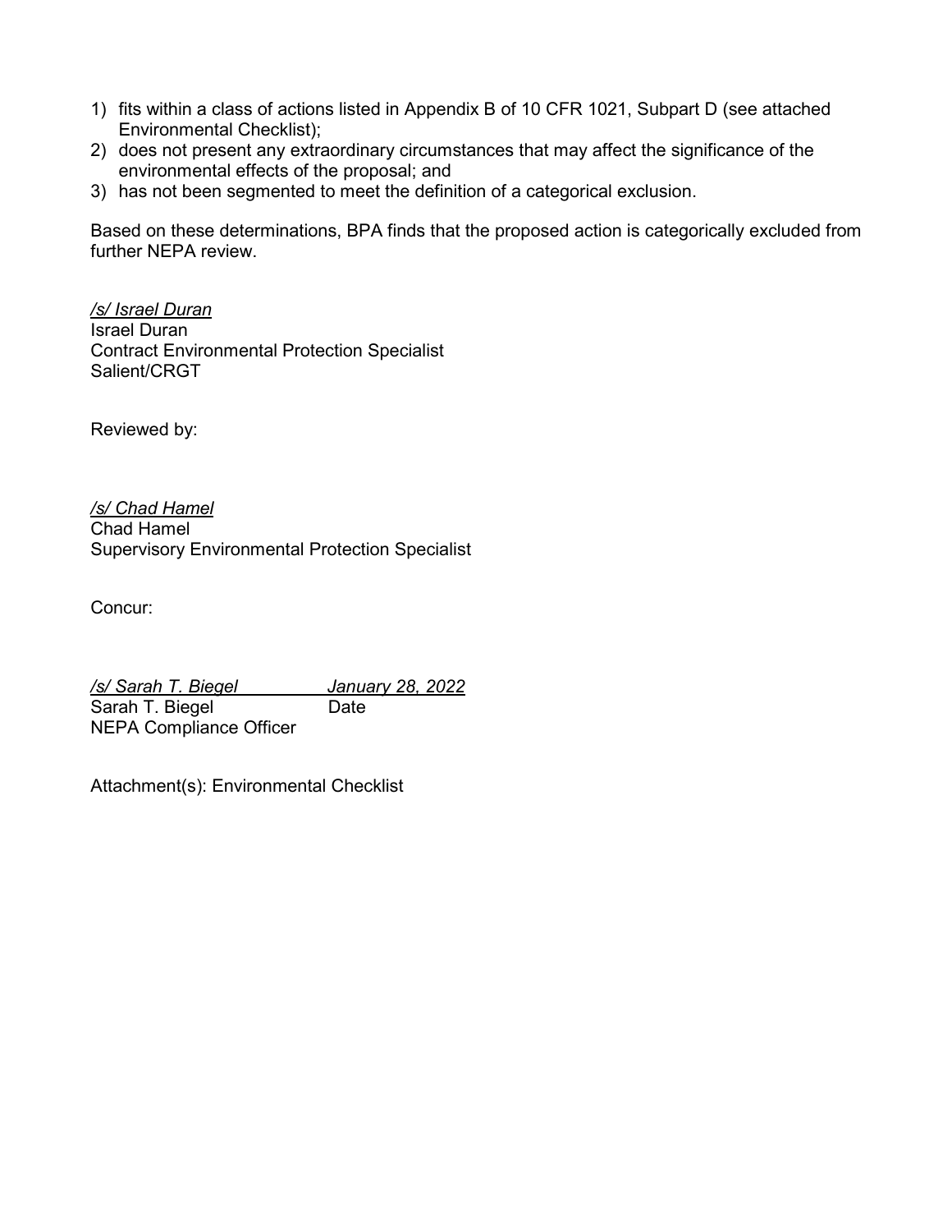1) fits within a class of actions listed in Appendix B of 10 CFR 1021, Subpart D (see attached Environmental Checklist);
2) does not present any extraordinary circumstances that may affect the significance of the environmental effects of the proposal; and
3) has not been segmented to meet the definition of a categorical exclusion.

Based on these determinations, BPA finds that the proposed action is categorically excluded from further NEPA review.

*/s/ Israel Duran*
Israel Duran
Contract Environmental Protection Specialist
Salient/CRGT

Reviewed by:

*/s/ Chad Hamel*
Chad Hamel
Supervisory Environmental Protection Specialist

Concur:

*/s/ Sarah T. Biegel* *January 28, 2022*
Sarah T. Biegel Date
NEPA Compliance Officer

Attachment(s): Environmental Checklist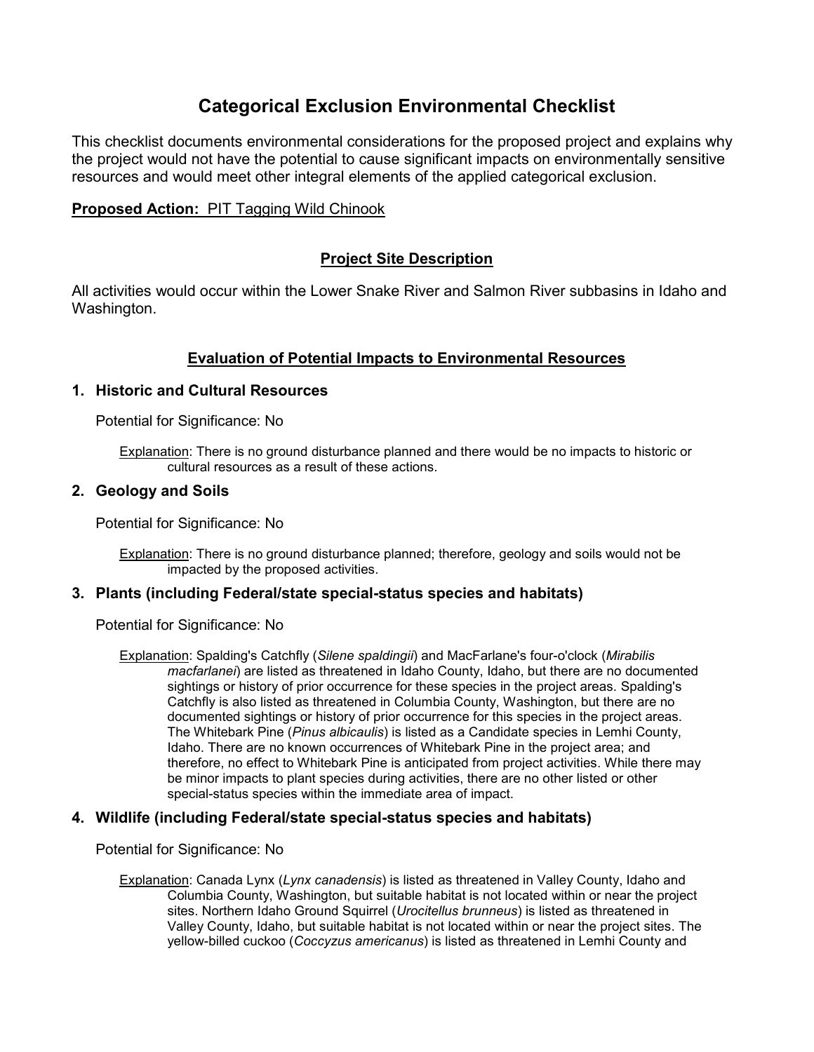# Categorical Exclusion Environmental Checklist

This checklist documents environmental considerations for the proposed project and explains why the project would not have the potential to cause significant impacts on environmentally sensitive resources and would meet other integral elements of the applied categorical exclusion.

**Proposed Action:** PIT Tagging Wild Chinook

## Project Site Description

All activities would occur within the Lower Snake River and Salmon River subbasins in Idaho and Washington.

## Evaluation of Potential Impacts to Environmental Resources

### 1. Historic and Cultural Resources

Potential for Significance: No

Explanation: There is no ground disturbance planned and there would be no impacts to historic or cultural resources as a result of these actions.

### 2. Geology and Soils

Potential for Significance: No

Explanation: There is no ground disturbance planned; therefore, geology and soils would not be impacted by the proposed activities.

### 3. Plants (including Federal/state special-status species and habitats)

Potential for Significance: No

Explanation: Spalding's Catchfly (*Silene spaldingii*) and MacFarlane's four-o'clock (*Mirabilis macfarlanei*) are listed as threatened in Idaho County, Idaho, but there are no documented sightings or history of prior occurrence for these species in the project areas. Spalding's Catchfly is also listed as threatened in Columbia County, Washington, but there are no documented sightings or history of prior occurrence for this species in the project areas. The Whitebark Pine (*Pinus albicaulis*) is listed as a Candidate species in Lemhi County, Idaho. There are no known occurrences of Whitebark Pine in the project area; and therefore, no effect to Whitebark Pine is anticipated from project activities. While there may be minor impacts to plant species during activities, there are no other listed or other special-status species within the immediate area of impact.

### 4. Wildlife (including Federal/state special-status species and habitats)

Potential for Significance: No

Explanation: Canada Lynx (*Lynx canadensis*) is listed as threatened in Valley County, Idaho and Columbia County, Washington, but suitable habitat is not located within or near the project sites. Northern Idaho Ground Squirrel (*Urocitellus brunneus*) is listed as threatened in Valley County, Idaho, but suitable habitat is not located within or near the project sites. The yellow-billed cuckoo (*Coccyzus americanus*) is listed as threatened in Lemhi County and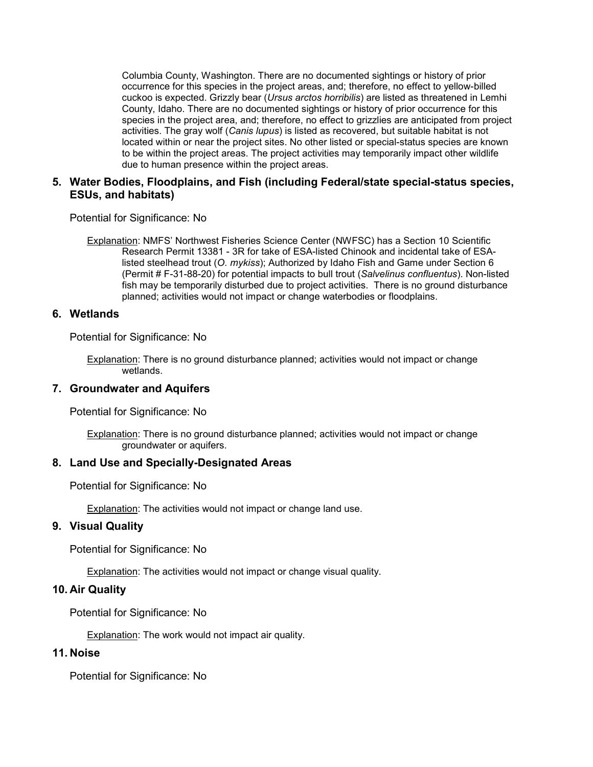Columbia County, Washington. There are no documented sightings or history of prior occurrence for this species in the project areas, and; therefore, no effect to yellow-billed cuckoo is expected. Grizzly bear (*Ursus arctos horribilis*) are listed as threatened in Lemhi County, Idaho. There are no documented sightings or history of prior occurrence for this species in the project area, and; therefore, no effect to grizzlies are anticipated from project activities. The gray wolf (*Canis lupus*) is listed as recovered, but suitable habitat is not located within or near the project sites. No other listed or special-status species are known to be within the project areas. The project activities may temporarily impact other wildlife due to human presence within the project areas.

### 5. Water Bodies, Floodplains, and Fish (including Federal/state special-status species, ESUs, and habitats)

Potential for Significance: No

Explanation: NMFS' Northwest Fisheries Science Center (NWFSC) has a Section 10 Scientific Research Permit 13381 - 3R for take of ESA-listed Chinook and incidental take of ESA-listed steelhead trout (*O. mykiss*); Authorized by Idaho Fish and Game under Section 6 (Permit # F-31-88-20) for potential impacts to bull trout (*Salvelinus confluentus*). Non-listed fish may be temporarily disturbed due to project activities. There is no ground disturbance planned; activities would not impact or change waterbodies or floodplains.

### 6. Wetlands

Potential for Significance: No

Explanation: There is no ground disturbance planned; activities would not impact or change wetlands.

### 7. Groundwater and Aquifers

Potential for Significance: No

Explanation: There is no ground disturbance planned; activities would not impact or change groundwater or aquifers.

### 8. Land Use and Specially-Designated Areas

Potential for Significance: No

Explanation: The activities would not impact or change land use.

### 9. Visual Quality

Potential for Significance: No

Explanation: The activities would not impact or change visual quality.

### 10. Air Quality

Potential for Significance: No

Explanation: The work would not impact air quality.

### 11. Noise

Potential for Significance: No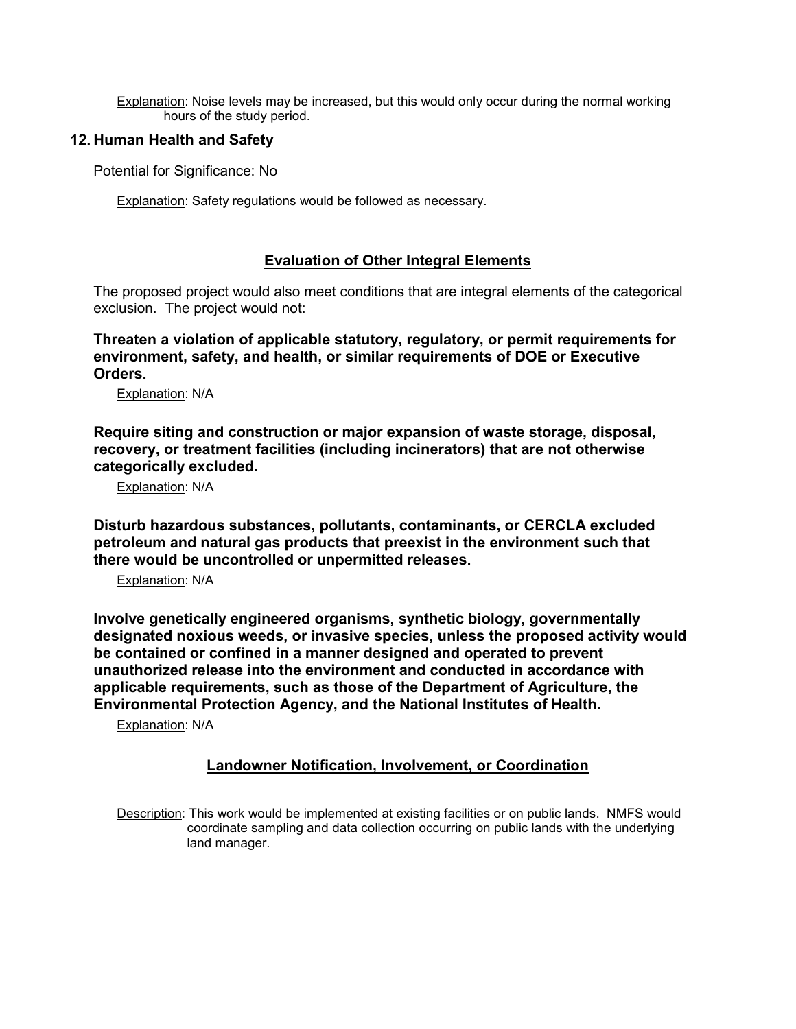Explanation: Noise levels may be increased, but this would only occur during the normal working hours of the study period.

## 12. Human Health and Safety

Potential for Significance: No

Explanation: Safety regulations would be followed as necessary.

## Evaluation of Other Integral Elements

The proposed project would also meet conditions that are integral elements of the categorical exclusion. The project would not:

**Threaten a violation of applicable statutory, regulatory, or permit requirements for environment, safety, and health, or similar requirements of DOE or Executive Orders.**

Explanation: N/A

**Require siting and construction or major expansion of waste storage, disposal, recovery, or treatment facilities (including incinerators) that are not otherwise categorically excluded.**

Explanation: N/A

**Disturb hazardous substances, pollutants, contaminants, or CERCLA excluded petroleum and natural gas products that preexist in the environment such that there would be uncontrolled or unpermitted releases.**

Explanation: N/A

**Involve genetically engineered organisms, synthetic biology, governmentally designated noxious weeds, or invasive species, unless the proposed activity would be contained or confined in a manner designed and operated to prevent unauthorized release into the environment and conducted in accordance with applicable requirements, such as those of the Department of Agriculture, the Environmental Protection Agency, and the National Institutes of Health.**

Explanation: N/A

## Landowner Notification, Involvement, or Coordination

Description: This work would be implemented at existing facilities or on public lands. NMFS would coordinate sampling and data collection occurring on public lands with the underlying land manager.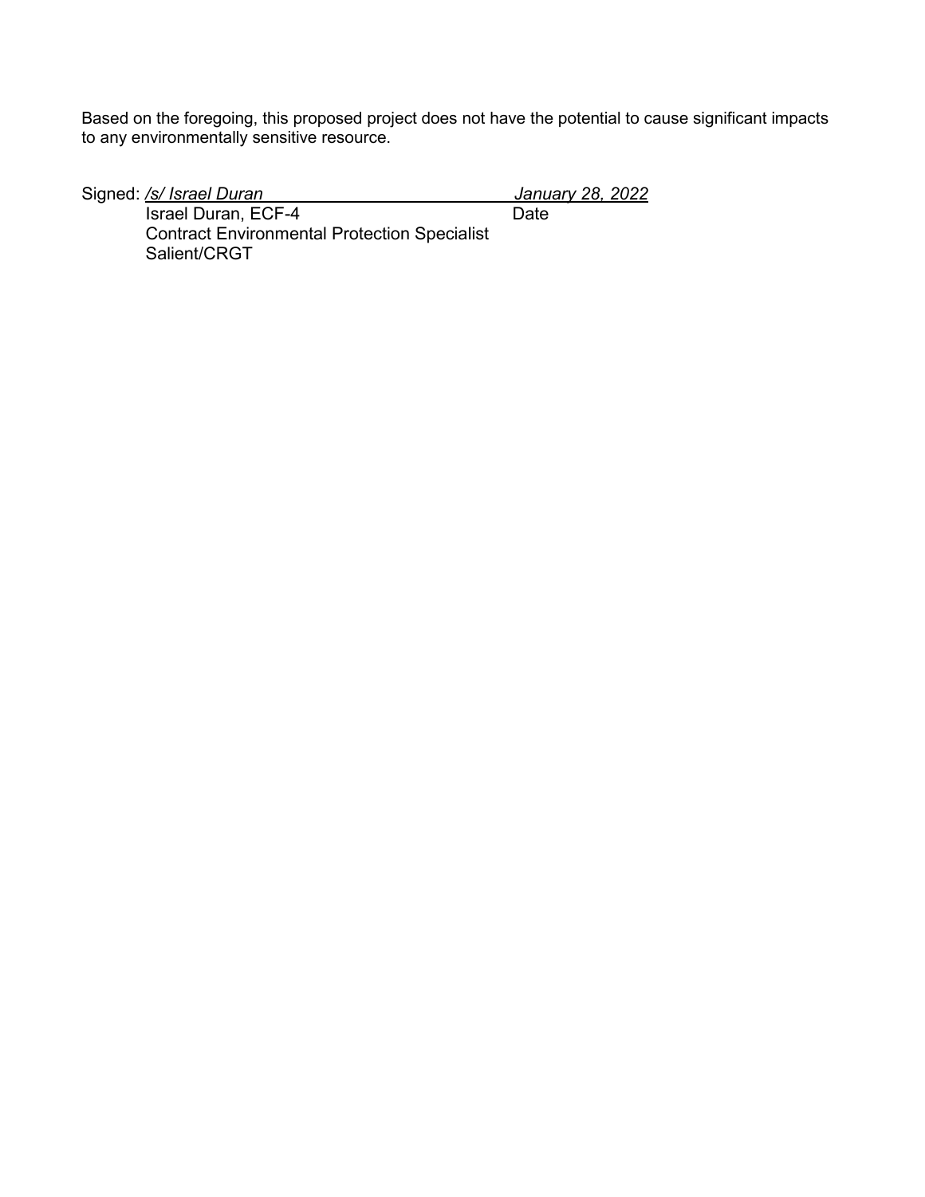Based on the foregoing, this proposed project does not have the potential to cause significant impacts to any environmentally sensitive resource.

Signed: *<u>/s/ Israel Duran</u>* *<u>January 28, 2022</u>*

Israel Duran, ECF-4 Date
Contract Environmental Protection Specialist
Salient/CRGT